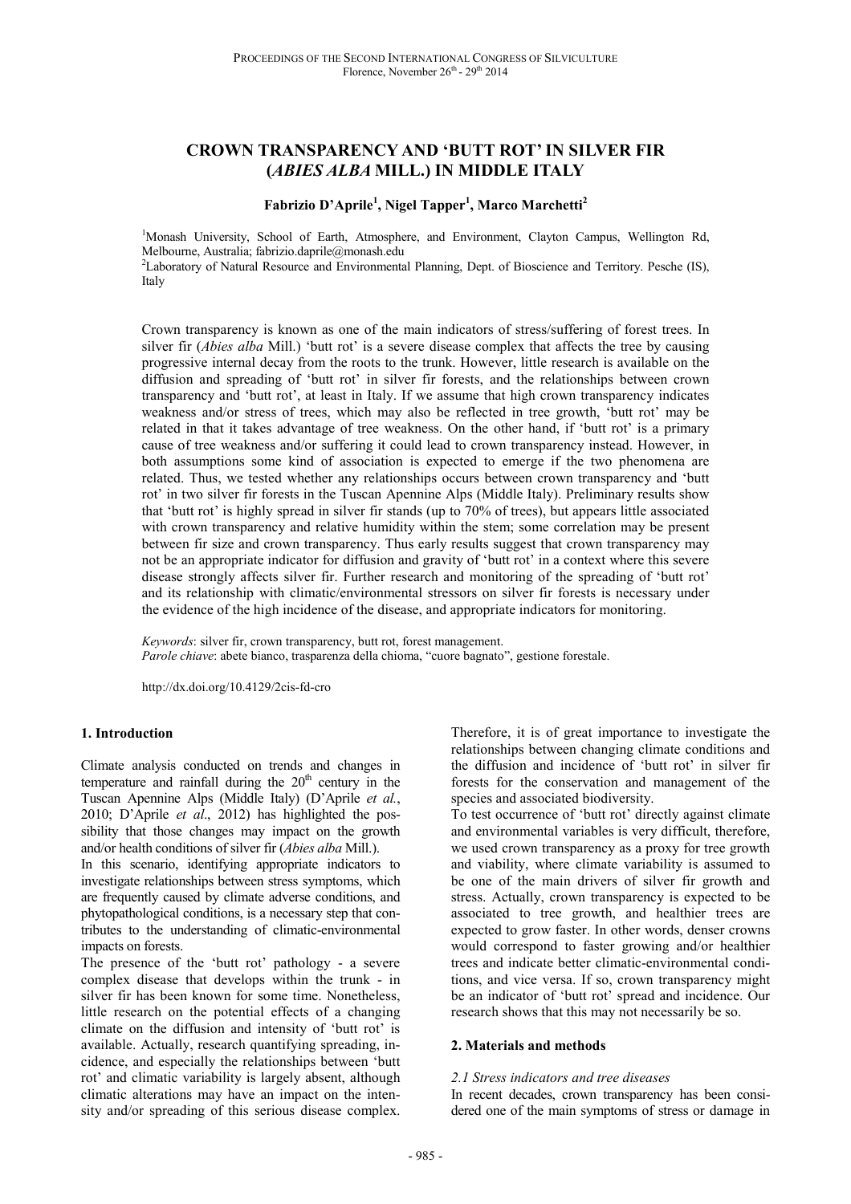# CROWN TRANSPARENCY AND 'BUTT ROT' IN SILVER FIR (*ABIES ALBA* MILL.) IN MIDDLE ITALY

**Fabrizio D'Aprile[1], Nigel Tapper[1], Marco Marchetti[2]**

[1]Monash University, School of Earth, Atmosphere, and Environment, Clayton Campus, Wellington Rd, Melbourne, Australia; fabrizio.daprile@monash.edu
[2]Laboratory of Natural Resource and Environmental Planning, Dept. of Bioscience and Territory. Pesche (IS), Italy

Crown transparency is known as one of the main indicators of stress/suffering of forest trees. In silver fir (*Abies alba* Mill.) 'butt rot' is a severe disease complex that affects the tree by causing progressive internal decay from the roots to the trunk. However, little research is available on the diffusion and spreading of 'butt rot' in silver fir forests, and the relationships between crown transparency and 'butt rot', at least in Italy. If we assume that high crown transparency indicates weakness and/or stress of trees, which may also be reflected in tree growth, 'butt rot' may be related in that it takes advantage of tree weakness. On the other hand, if 'butt rot' is a primary cause of tree weakness and/or suffering it could lead to crown transparency instead. However, in both assumptions some kind of association is expected to emerge if the two phenomena are related. Thus, we tested whether any relationships occurs between crown transparency and 'butt rot' in two silver fir forests in the Tuscan Apennine Alps (Middle Italy). Preliminary results show that 'butt rot' is highly spread in silver fir stands (up to 70% of trees), but appears little associated with crown transparency and relative humidity within the stem; some correlation may be present between fir size and crown transparency. Thus early results suggest that crown transparency may not be an appropriate indicator for diffusion and gravity of 'butt rot' in a context where this severe disease strongly affects silver fir. Further research and monitoring of the spreading of 'butt rot' and its relationship with climatic/environmental stressors on silver fir forests is necessary under the evidence of the high incidence of the disease, and appropriate indicators for monitoring.

*Keywords*: silver fir, crown transparency, butt rot, forest management.
*Parole chiave*: abete bianco, trasparenza della chioma, "cuore bagnato", gestione forestale.

http://dx.doi.org/10.4129/2cis-fd-cro

## 1. Introduction

Climate analysis conducted on trends and changes in temperature and rainfall during the 20th century in the Tuscan Apennine Alps (Middle Italy) (D'Aprile *et al.*, 2010; D'Aprile *et al*., 2012) has highlighted the possibility that those changes may impact on the growth and/or health conditions of silver fir (*Abies alba* Mill.).

In this scenario, identifying appropriate indicators to investigate relationships between stress symptoms, which are frequently caused by climate adverse conditions, and phytopathological conditions, is a necessary step that contributes to the understanding of climatic-environmental impacts on forests.

The presence of the 'butt rot' pathology - a severe complex disease that develops within the trunk - in silver fir has been known for some time. Nonetheless, little research on the potential effects of a changing climate on the diffusion and intensity of 'butt rot' is available. Actually, research quantifying spreading, incidence, and especially the relationships between 'butt rot' and climatic variability is largely absent, although climatic alterations may have an impact on the intensity and/or spreading of this serious disease complex. Therefore, it is of great importance to investigate the relationships between changing climate conditions and the diffusion and incidence of 'butt rot' in silver fir forests for the conservation and management of the species and associated biodiversity.

To test occurrence of 'butt rot' directly against climate and environmental variables is very difficult, therefore, we used crown transparency as a proxy for tree growth and viability, where climate variability is assumed to be one of the main drivers of silver fir growth and stress. Actually, crown transparency is expected to be associated to tree growth, and healthier trees are expected to grow faster. In other words, denser crowns would correspond to faster growing and/or healthier trees and indicate better climatic-environmental conditions, and vice versa. If so, crown transparency might be an indicator of 'butt rot' spread and incidence. Our research shows that this may not necessarily be so.

## 2. Materials and methods

### 2.1 Stress indicators and tree diseases

In recent decades, crown transparency has been considered one of the main symptoms of stress or damage in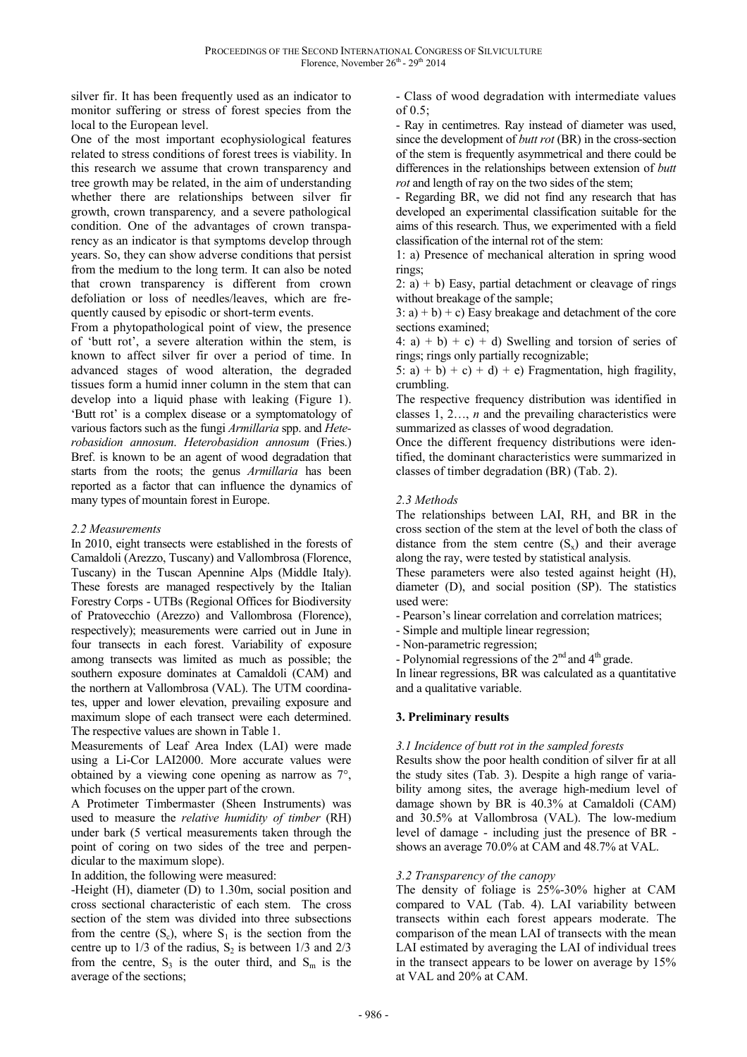silver fir. It has been frequently used as an indicator to monitor suffering or stress of forest species from the local to the European level.

One of the most important ecophysiological features related to stress conditions of forest trees is viability. In this research we assume that crown transparency and tree growth may be related, in the aim of understanding whether there are relationships between silver fir growth, crown transparency, and a severe pathological condition. One of the advantages of crown transparency as an indicator is that symptoms develop through years. So, they can show adverse conditions that persist from the medium to the long term. It can also be noted that crown transparency is different from crown defoliation or loss of needles/leaves, which are frequently caused by episodic or short-term events.

From a phytopathological point of view, the presence of 'butt rot', a severe alteration within the stem, is known to affect silver fir over a period of time. In advanced stages of wood alteration, the degraded tissues form a humid inner column in the stem that can develop into a liquid phase with leaking (Figure 1). 'Butt rot' is a complex disease or a symptomatology of various factors such as the fungi *Armillaria* spp. and *Heterobasidion annosum*. *Heterobasidion annosum* (Fries.) Bref. is known to be an agent of wood degradation that starts from the roots; the genus *Armillaria* has been reported as a factor that can influence the dynamics of many types of mountain forest in Europe.

### *2.2 Measurements*

In 2010, eight transects were established in the forests of Camaldoli (Arezzo, Tuscany) and Vallombrosa (Florence, Tuscany) in the Tuscan Apennine Alps (Middle Italy). These forests are managed respectively by the Italian Forestry Corps - UTBs (Regional Offices for Biodiversity of Pratovecchio (Arezzo) and Vallombrosa (Florence), respectively); measurements were carried out in June in four transects in each forest. Variability of exposure among transects was limited as much as possible; the southern exposure dominates at Camaldoli (CAM) and the northern at Vallombrosa (VAL). The UTM coordinates, upper and lower elevation, prevailing exposure and maximum slope of each transect were each determined. The respective values are shown in Table 1.

Measurements of Leaf Area Index (LAI) were made using a Li-Cor LAI2000. More accurate values were obtained by a viewing cone opening as narrow as 7°, which focuses on the upper part of the crown.

A Protimeter Timbermaster (Sheen Instruments) was used to measure the *relative humidity of timber* (RH) under bark (5 vertical measurements taken through the point of coring on two sides of the tree and perpendicular to the maximum slope).

In addition, the following were measured:

-Height (H), diameter (D) to 1.30m, social position and cross sectional characteristic of each stem. The cross section of the stem was divided into three subsections from the centre ($S_c$), where $S_1$ is the section from the centre up to 1/3 of the radius, $S_2$ is between 1/3 and 2/3 from the centre, $S_3$ is the outer third, and $S_m$ is the average of the sections;

- Class of wood degradation with intermediate values of 0.5;

- Ray in centimetres. Ray instead of diameter was used, since the development of *butt rot* (BR) in the cross-section of the stem is frequently asymmetrical and there could be differences in the relationships between extension of *butt rot* and length of ray on the two sides of the stem;

- Regarding BR, we did not find any research that has developed an experimental classification suitable for the aims of this research. Thus, we experimented with a field classification of the internal rot of the stem:

1: a) Presence of mechanical alteration in spring wood rings;

2: a) + b) Easy, partial detachment or cleavage of rings without breakage of the sample;

3: a) + b) + c) Easy breakage and detachment of the core sections examined;

4: a) + b) + c) + d) Swelling and torsion of series of rings; rings only partially recognizable;

5: a) + b) + c) + d) + e) Fragmentation, high fragility, crumbling.

The respective frequency distribution was identified in classes 1, 2…, *n* and the prevailing characteristics were summarized as classes of wood degradation.

Once the different frequency distributions were identified, the dominant characteristics were summarized in classes of timber degradation (BR) (Tab. 2).

### *2.3 Methods*

The relationships between LAI, RH, and BR in the cross section of the stem at the level of both the class of distance from the stem centre ($S_x$) and their average along the ray, were tested by statistical analysis.

These parameters were also tested against height (H), diameter (D), and social position (SP). The statistics used were:

- Pearson's linear correlation and correlation matrices;
- Simple and multiple linear regression;
- Non-parametric regression;
- Polynomial regressions of the 2nd and 4th grade.

In linear regressions, BR was calculated as a quantitative and a qualitative variable.

## 3. Preliminary results

### *3.1 Incidence of butt rot in the sampled forests*

Results show the poor health condition of silver fir at all the study sites (Tab. 3). Despite a high range of variability among sites, the average high-medium level of damage shown by BR is 40.3% at Camaldoli (CAM) and 30.5% at Vallombrosa (VAL). The low-medium level of damage - including just the presence of BR - shows an average 70.0% at CAM and 48.7% at VAL.

### *3.2 Transparency of the canopy*

The density of foliage is 25%-30% higher at CAM compared to VAL (Tab. 4). LAI variability between transects within each forest appears moderate. The comparison of the mean LAI of transects with the mean LAI estimated by averaging the LAI of individual trees in the transect appears to be lower on average by 15% at VAL and 20% at CAM.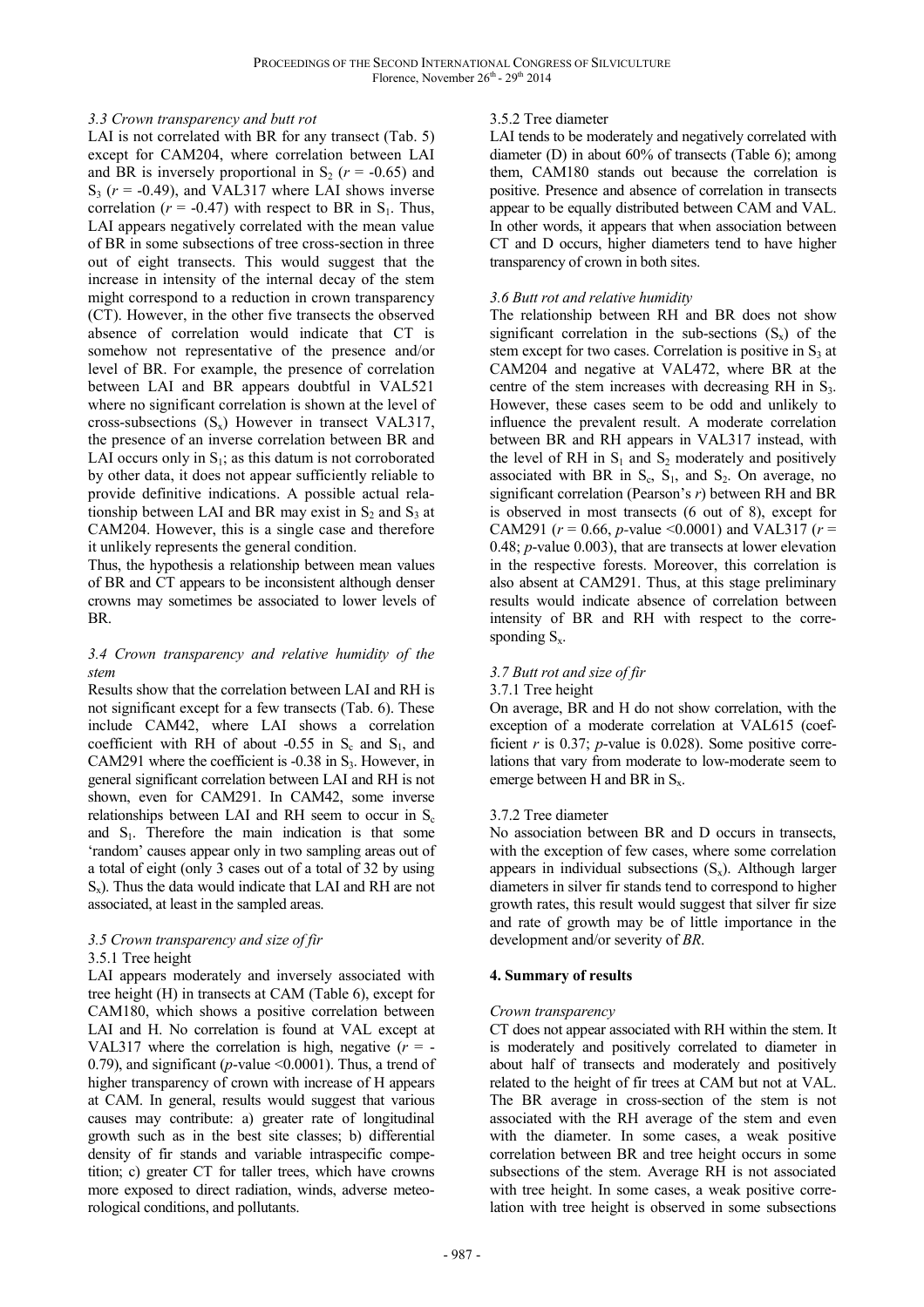### *3.3 Crown transparency and butt rot*

LAI is not correlated with BR for any transect (Tab. 5) except for CAM204, where correlation between LAI and BR is inversely proportional in $S_2$ ($r$ = -0.65) and $S_3$ ($r$ = -0.49), and VAL317 where LAI shows inverse correlation ($r$ = -0.47) with respect to BR in $S_1$. Thus, LAI appears negatively correlated with the mean value of BR in some subsections of tree cross-section in three out of eight transects. This would suggest that the increase in intensity of the internal decay of the stem might correspond to a reduction in crown transparency (CT). However, in the other five transects the observed absence of correlation would indicate that CT is somehow not representative of the presence and/or level of BR. For example, the presence of correlation between LAI and BR appears doubtful in VAL521 where no significant correlation is shown at the level of cross-subsections ($S_x$) However in transect VAL317, the presence of an inverse correlation between BR and LAI occurs only in $S_1$; as this datum is not corroborated by other data, it does not appear sufficiently reliable to provide definitive indications. A possible actual relationship between LAI and BR may exist in $S_2$ and $S_3$ at CAM204. However, this is a single case and therefore it unlikely represents the general condition.

Thus, the hypothesis a relationship between mean values of BR and CT appears to be inconsistent although denser crowns may sometimes be associated to lower levels of BR.

### *3.4 Crown transparency and relative humidity of the stem*

Results show that the correlation between LAI and RH is not significant except for a few transects (Tab. 6). These include CAM42, where LAI shows a correlation coefficient with RH of about -0.55 in $S_c$ and $S_1$, and CAM291 where the coefficient is -0.38 in $S_3$. However, in general significant correlation between LAI and RH is not shown, even for CAM291. In CAM42, some inverse relationships between LAI and RH seem to occur in $S_c$ and $S_1$. Therefore the main indication is that some 'random' causes appear only in two sampling areas out of a total of eight (only 3 cases out of a total of 32 by using $S_x$). Thus the data would indicate that LAI and RH are not associated, at least in the sampled areas.

### *3.5 Crown transparency and size of fir*

#### 3.5.1 Tree height

LAI appears moderately and inversely associated with tree height (H) in transects at CAM (Table 6), except for CAM180, which shows a positive correlation between LAI and H. No correlation is found at VAL except at VAL317 where the correlation is high, negative ($r$ = -0.79), and significant ($p$-value <0.0001). Thus, a trend of higher transparency of crown with increase of H appears at CAM. In general, results would suggest that various causes may contribute: a) greater rate of longitudinal growth such as in the best site classes; b) differential density of fir stands and variable intraspecific competition; c) greater CT for taller trees, which have crowns more exposed to direct radiation, winds, adverse meteorological conditions, and pollutants.

#### 3.5.2 Tree diameter

LAI tends to be moderately and negatively correlated with diameter (D) in about 60% of transects (Table 6); among them, CAM180 stands out because the correlation is positive. Presence and absence of correlation in transects appear to be equally distributed between CAM and VAL. In other words, it appears that when association between CT and D occurs, higher diameters tend to have higher transparency of crown in both sites.

### *3.6 Butt rot and relative humidity*

The relationship between RH and BR does not show significant correlation in the sub-sections ($S_x$) of the stem except for two cases. Correlation is positive in $S_3$ at CAM204 and negative at VAL472, where BR at the centre of the stem increases with decreasing RH in $S_3$. However, these cases seem to be odd and unlikely to influence the prevalent result. A moderate correlation between BR and RH appears in VAL317 instead, with the level of RH in $S_1$ and $S_2$ moderately and positively associated with BR in $S_c$, $S_1$, and $S_2$. On average, no significant correlation (Pearson's $r$) between RH and BR is observed in most transects (6 out of 8), except for CAM291 ($r$ = 0.66, $p$-value <0.0001) and VAL317 ($r$ = 0.48; $p$-value 0.003), that are transects at lower elevation in the respective forests. Moreover, this correlation is also absent at CAM291. Thus, at this stage preliminary results would indicate absence of correlation between intensity of BR and RH with respect to the corresponding $S_x$.

### *3.7 Butt rot and size of fir*

#### 3.7.1 Tree height

On average, BR and H do not show correlation, with the exception of a moderate correlation at VAL615 (coefficient $r$ is 0.37; $p$-value is 0.028). Some positive correlations that vary from moderate to low-moderate seem to emerge between H and BR in $S_x$.

#### 3.7.2 Tree diameter

No association between BR and D occurs in transects, with the exception of few cases, where some correlation appears in individual subsections ($S_x$). Although larger diameters in silver fir stands tend to correspond to higher growth rates, this result would suggest that silver fir size and rate of growth may be of little importance in the development and/or severity of *BR*.

## **4. Summary of results**

*Crown transparency*

CT does not appear associated with RH within the stem. It is moderately and positively correlated to diameter in about half of transects and moderately and positively related to the height of fir trees at CAM but not at VAL. The BR average in cross-section of the stem is not associated with the RH average of the stem and even with the diameter. In some cases, a weak positive correlation between BR and tree height occurs in some subsections of the stem. Average RH is not associated with tree height. In some cases, a weak positive correlation with tree height is observed in some subsections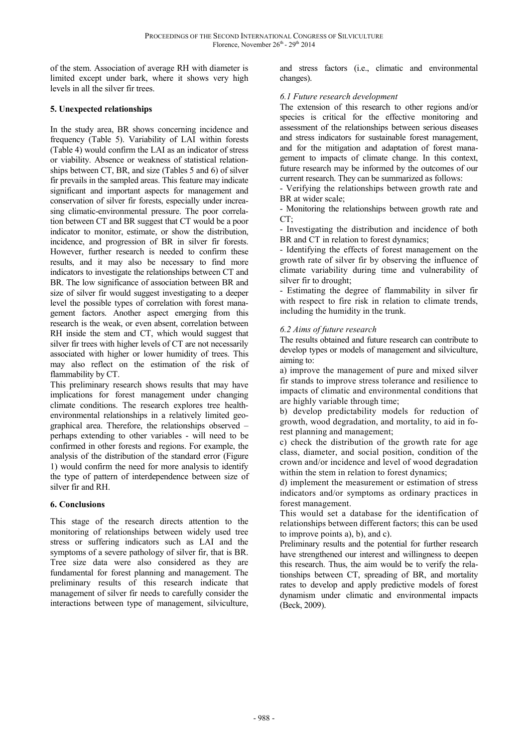of the stem. Association of average RH with diameter is limited except under bark, where it shows very high levels in all the silver fir trees.

## 5. Unexpected relationships

In the study area, BR shows concerning incidence and frequency (Table 5). Variability of LAI within forests (Table 4) would confirm the LAI as an indicator of stress or viability. Absence or weakness of statistical relationships between CT, BR, and size (Tables 5 and 6) of silver fir prevails in the sampled areas. This feature may indicate significant and important aspects for management and conservation of silver fir forests, especially under increasing climatic-environmental pressure. The poor correlation between CT and BR suggest that CT would be a poor indicator to monitor, estimate, or show the distribution, incidence, and progression of BR in silver fir forests. However, further research is needed to confirm these results, and it may also be necessary to find more indicators to investigate the relationships between CT and BR. The low significance of association between BR and size of silver fir would suggest investigating to a deeper level the possible types of correlation with forest management factors. Another aspect emerging from this research is the weak, or even absent, correlation between RH inside the stem and CT, which would suggest that silver fir trees with higher levels of CT are not necessarily associated with higher or lower humidity of trees. This may also reflect on the estimation of the risk of flammability by CT.

This preliminary research shows results that may have implications for forest management under changing climate conditions. The research explores tree health-environmental relationships in a relatively limited geographical area. Therefore, the relationships observed – perhaps extending to other variables - will need to be confirmed in other forests and regions. For example, the analysis of the distribution of the standard error (Figure 1) would confirm the need for more analysis to identify the type of pattern of interdependence between size of silver fir and RH.

## 6. Conclusions

This stage of the research directs attention to the monitoring of relationships between widely used tree stress or suffering indicators such as LAI and the symptoms of a severe pathology of silver fir, that is BR. Tree size data were also considered as they are fundamental for forest planning and management. The preliminary results of this research indicate that management of silver fir needs to carefully consider the interactions between type of management, silviculture, and stress factors (i.e., climatic and environmental changes).

### *6.1 Future research development*

The extension of this research to other regions and/or species is critical for the effective monitoring and assessment of the relationships between serious diseases and stress indicators for sustainable forest management, and for the mitigation and adaptation of forest management to impacts of climate change. In this context, future research may be informed by the outcomes of our current research. They can be summarized as follows:

- Verifying the relationships between growth rate and BR at wider scale;
- Monitoring the relationships between growth rate and CT;
- Investigating the distribution and incidence of both BR and CT in relation to forest dynamics;
- Identifying the effects of forest management on the growth rate of silver fir by observing the influence of climate variability during time and vulnerability of silver fir to drought;
- Estimating the degree of flammability in silver fir with respect to fire risk in relation to climate trends, including the humidity in the trunk.

### *6.2 Aims of future research*

The results obtained and future research can contribute to develop types or models of management and silviculture, aiming to:

a) improve the management of pure and mixed silver fir stands to improve stress tolerance and resilience to impacts of climatic and environmental conditions that are highly variable through time;

b) develop predictability models for reduction of growth, wood degradation, and mortality, to aid in forest planning and management;

c) check the distribution of the growth rate for age class, diameter, and social position, condition of the crown and/or incidence and level of wood degradation within the stem in relation to forest dynamics;

d) implement the measurement or estimation of stress indicators and/or symptoms as ordinary practices in forest management.

This would set a database for the identification of relationships between different factors; this can be used to improve points a), b), and c).

Preliminary results and the potential for further research have strengthened our interest and willingness to deepen this research. Thus, the aim would be to verify the relationships between CT, spreading of BR, and mortality rates to develop and apply predictive models of forest dynamism under climatic and environmental impacts (Beck, 2009).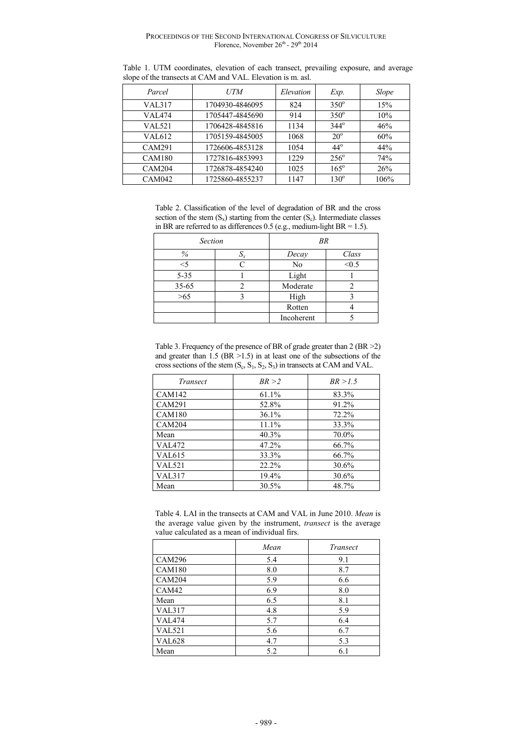Table 1. UTM coordinates, elevation of each transect, prevailing exposure, and average slope of the transects at CAM and VAL. Elevation is m. asl.

| *Parcel* | *UTM* | *Elevation* | *Exp.* | *Slope* |
|---|---|---|---|---|
| VAL317 | 1704930-4846095 | 824 | 350° | 15% |
| VAL474 | 1705447-4845690 | 914 | 350° | 10% |
| VAL521 | 1706428-4845816 | 1134 | 344° | 46% |
| VAL612 | 1705159-4845005 | 1068 | 20° | 60% |
| CAM291 | 1726606-4853128 | 1054 | 44° | 44% |
| CAM180 | 1727816-4853993 | 1229 | 256° | 74% |
| CAM204 | 1726878-4854240 | 1025 | 165° | 26% |
| CAM042 | 1725860-4855237 | 1147 | 130° | 106% |

Table 2. Classification of the level of degradation of BR and the cross section of the stem ($S_x$) starting from the center ($S_c$). Intermediate classes in BR are referred to as differences 0.5 (e.g., medium-light BR = 1.5).

| *Section* | | *BR* | |
|---|---|---|---|
| *%* | $S_x$ | *Decay* | *Class* |
| <5 | C | No | <0.5 |
| 5-35 | 1 | Light | 1 |
| 35-65 | 2 | Moderate | 2 |
| >65 | 3 | High | 3 |
| | | Rotten | 4 |
| | | Incoherent | 5 |

Table 3. Frequency of the presence of BR of grade greater than 2 (BR >2) and greater than 1.5 (BR >1.5) in at least one of the subsections of the cross sections of the stem ($S_c$, $S_1$, $S_2$, $S_3$) in transects at CAM and VAL.

| *Transect* | *BR > 2* | *BR > 1.5* |
|---|---|---|
| CAM142 | 61.1% | 83.3% |
| CAM291 | 52.8% | 91.2% |
| CAM180 | 36.1% | 72.2% |
| CAM204 | 11.1% | 33.3% |
| Mean | 40.3% | 70.0% |
| VAL472 | 47.2% | 66.7% |
| VAL615 | 33.3% | 66.7% |
| VAL521 | 22.2% | 30.6% |
| VAL317 | 19.4% | 30.6% |
| Mean | 30.5% | 48.7% |

Table 4. LAI in the transects at CAM and VAL in June 2010. *Mean* is the average value given by the instrument, *transect* is the average value calculated as a mean of individual firs.

| | *Mean* | *Transect* |
|---|---|---|
| CAM296 | 5.4 | 9.1 |
| CAM180 | 8.0 | 8.7 |
| CAM204 | 5.9 | 6.6 |
| CAM42 | 6.9 | 8.0 |
| Mean | 6.5 | 8.1 |
| VAL317 | 4.8 | 5.9 |
| VAL474 | 5.7 | 6.4 |
| VAL521 | 5.6 | 6.7 |
| VAL628 | 4.7 | 5.3 |
| Mean | 5.2 | 6.1 |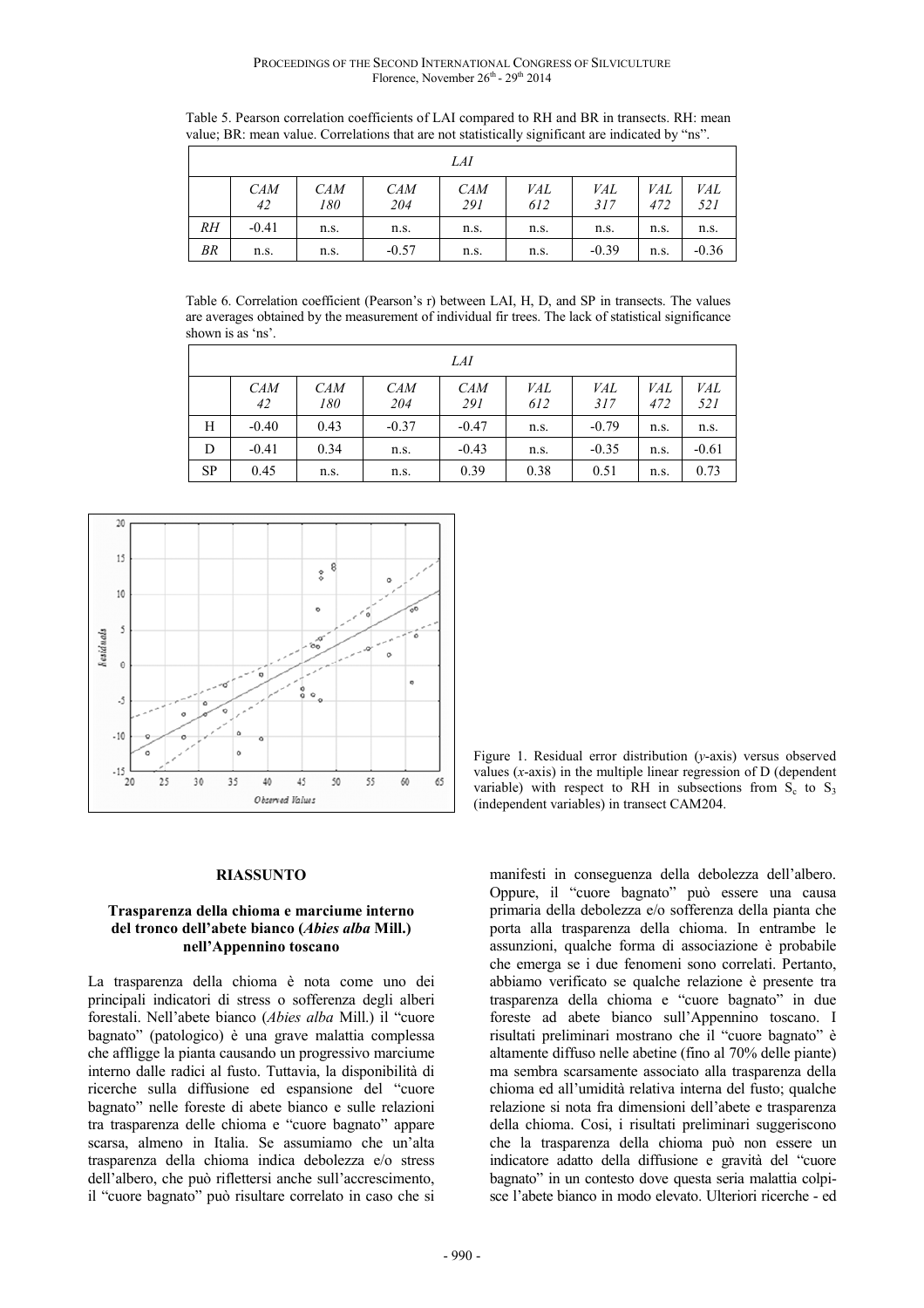Table 5. Pearson correlation coefficients of LAI compared to RH and BR in transects. RH: mean value; BR: mean value. Correlations that are not statistically significant are indicated by "ns".

| | *LAI* | | | | | | | |
|---|---|---|---|---|---|---|---|---|
| | *CAM 42* | *CAM 180* | *CAM 204* | *CAM 291* | *VAL 612* | *VAL 317* | *VAL 472* | *VAL 521* |
| *RH* | -0.41 | n.s. | n.s. | n.s. | n.s. | n.s. | n.s. | n.s. |
| *BR* | n.s. | n.s. | -0.57 | n.s. | n.s. | -0.39 | n.s. | -0.36 |

Table 6. Correlation coefficient (Pearson's r) between LAI, H, D, and SP in transects. The values are averages obtained by the measurement of individual fir trees. The lack of statistical significance shown is as 'ns'.

| | *LAI* | | | | | | | |
|---|---|---|---|---|---|---|---|---|
| | *CAM 42* | *CAM 180* | *CAM 204* | *CAM 291* | *VAL 612* | *VAL 317* | *VAL 472* | *VAL 521* |
| H | -0.40 | 0.43 | -0.37 | -0.47 | n.s. | -0.79 | n.s. | n.s. |
| D | -0.41 | 0.34 | n.s. | -0.43 | n.s. | -0.35 | n.s. | -0.61 |
| SP | 0.45 | n.s. | n.s. | 0.39 | 0.38 | 0.51 | n.s. | 0.73 |

Figure 1. Residual error distribution (*y*-axis) versus observed values (*x*-axis) in the multiple linear regression of D (dependent variable) with respect to RH in subsections from $S_c$ to $S_3$ (independent variables) in transect CAM204.

### RIASSUNTO

### Trasparenza della chioma e marciume interno del tronco dell'abete bianco (*Abies alba* Mill.) nell'Appennino toscano

La trasparenza della chioma è nota come uno dei principali indicatori di stress o sofferenza degli alberi forestali. Nell'abete bianco (*Abies alba* Mill.) il "cuore bagnato" (patologico) è una grave malattia complessa che affligge la pianta causando un progressivo marciume interno dalle radici al fusto. Tuttavia, la disponibilità di ricerche sulla diffusione ed espansione del "cuore bagnato" nelle foreste di abete bianco e sulle relazioni tra trasparenza delle chioma e "cuore bagnato" appare scarsa, almeno in Italia. Se assumiamo che un'alta trasparenza della chioma indica debolezza e/o stress dell'albero, che può riflettersi anche sull'accrescimento, il "cuore bagnato" può risultare correlato in caso che si manifesti in conseguenza della debolezza dell'albero. Oppure, il "cuore bagnato" può essere una causa primaria della debolezza e/o sofferenza della pianta che porta alla trasparenza della chioma. In entrambe le assunzioni, qualche forma di associazione è probabile che emerga se i due fenomeni sono correlati. Pertanto, abbiamo verificato se qualche relazione è presente tra trasparenza della chioma e "cuore bagnato" in due foreste ad abete bianco sull'Appennino toscano. I risultati preliminari mostrano che il "cuore bagnato" è altamente diffuso nelle abetine (fino al 70% delle piante) ma sembra scarsamente associato alla trasparenza della chioma ed all'umidità relativa interna del fusto; qualche relazione si nota fra dimensioni dell'abete e trasparenza della chioma. Così, i risultati preliminari suggeriscono che la trasparenza della chioma può non essere un indicatore adatto della diffusione e gravità del "cuore bagnato" in un contesto dove questa seria malattia colpisce l'abete bianco in modo elevato. Ulteriori ricerche - ed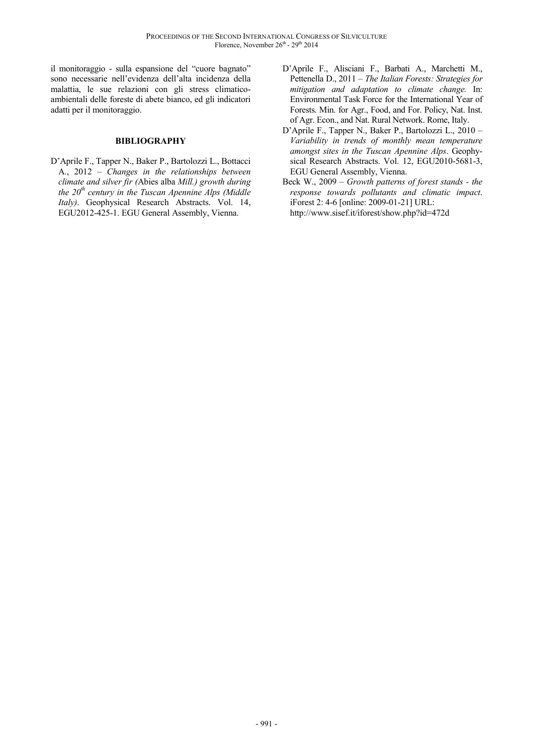il monitoraggio - sulla espansione del "cuore bagnato" sono necessarie nell'evidenza dell'alta incidenza della malattia, le sue relazioni con gli stress climatico-ambientali delle foreste di abete bianco, ed gli indicatori adatti per il monitoraggio.

## BIBLIOGRAPHY

D'Aprile F., Tapper N., Baker P., Bartolozzi L., Bottacci A., 2012 – *Changes in the relationships between climate and silver fir (*Abies alba *Mill.) growth during the 20th century in the Tuscan Apennine Alps (Middle Italy)*. Geophysical Research Abstracts. Vol. 14, EGU2012-425-1. EGU General Assembly, Vienna.

D'Aprile F., Alisciani F., Barbati A., Marchetti M., Pettenella D., 2011 – *The Italian Forests: Strategies for mitigation and adaptation to climate change.* In: Environmental Task Force for the International Year of Forests. Min. for Agr., Food, and For. Policy, Nat. Inst. of Agr. Econ., and Nat. Rural Network. Rome, Italy.

D'Aprile F., Tapper N., Baker P., Bartolozzi L., 2010 – *Variability in trends of monthly mean temperature amongst sites in the Tuscan Apennine Alps*. Geophysical Research Abstracts. Vol. 12, EGU2010-5681-3, EGU General Assembly, Vienna.

Beck W., 2009 – *Growth patterns of forest stands - the response towards pollutants and climatic impact*. iForest 2: 4-6 [online: 2009-01-21] URL: http://www.sisef.it/iforest/show.php?id=472d